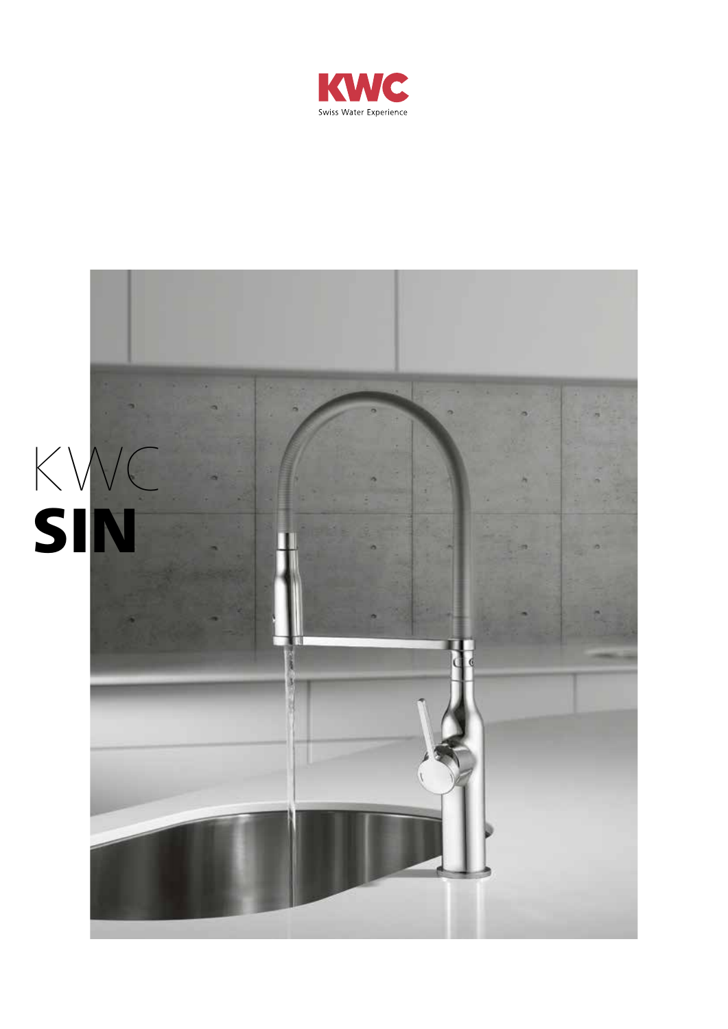KWC

Swiss Water Experience

# KWC
# SIN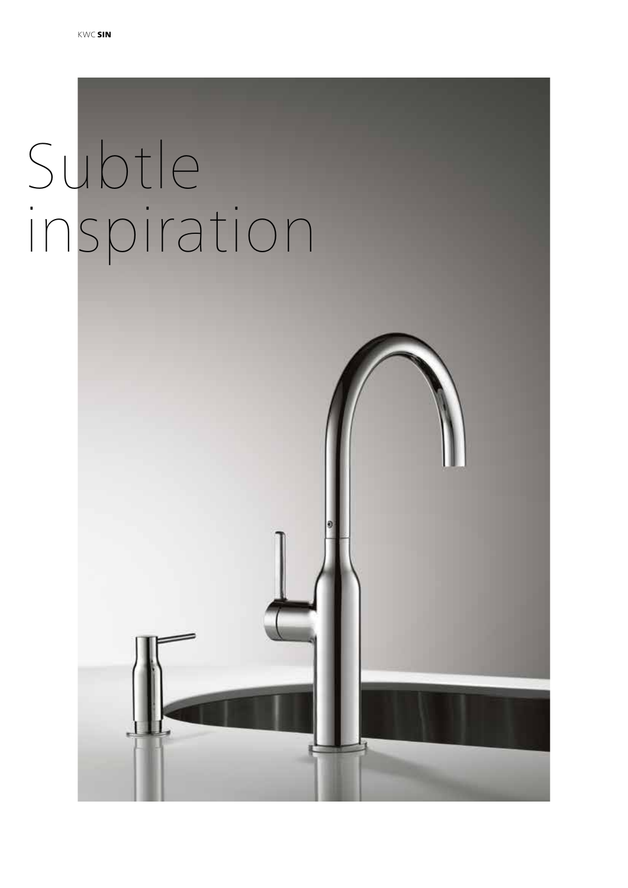# Subtle inspiration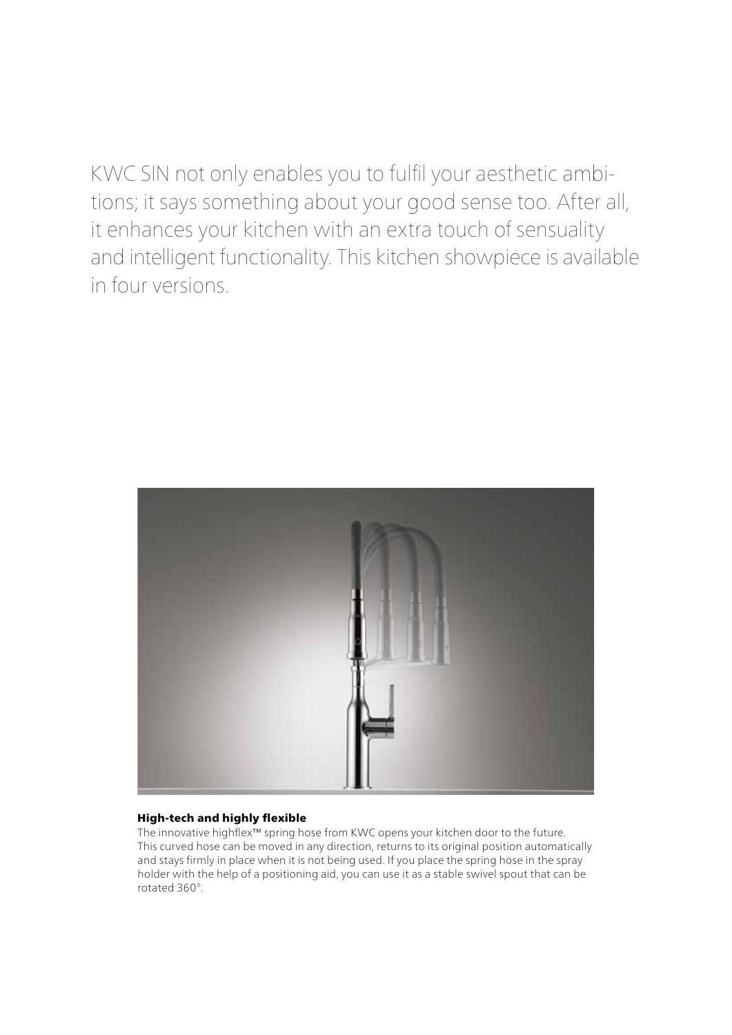KWC SIN not only enables you to fulfil your aesthetic ambitions; it says something about your good sense too. After all, it enhances your kitchen with an extra touch of sensuality and intelligent functionality. This kitchen showpiece is available in four versions.

**High-tech and highly flexible**

The innovative highflex™ spring hose from KWC opens your kitchen door to the future. This curved hose can be moved in any direction, returns to its original position automatically and stays firmly in place when it is not being used. If you place the spring hose in the spray holder with the help of a positioning aid, you can use it as a stable swivel spout that can be rotated 360°.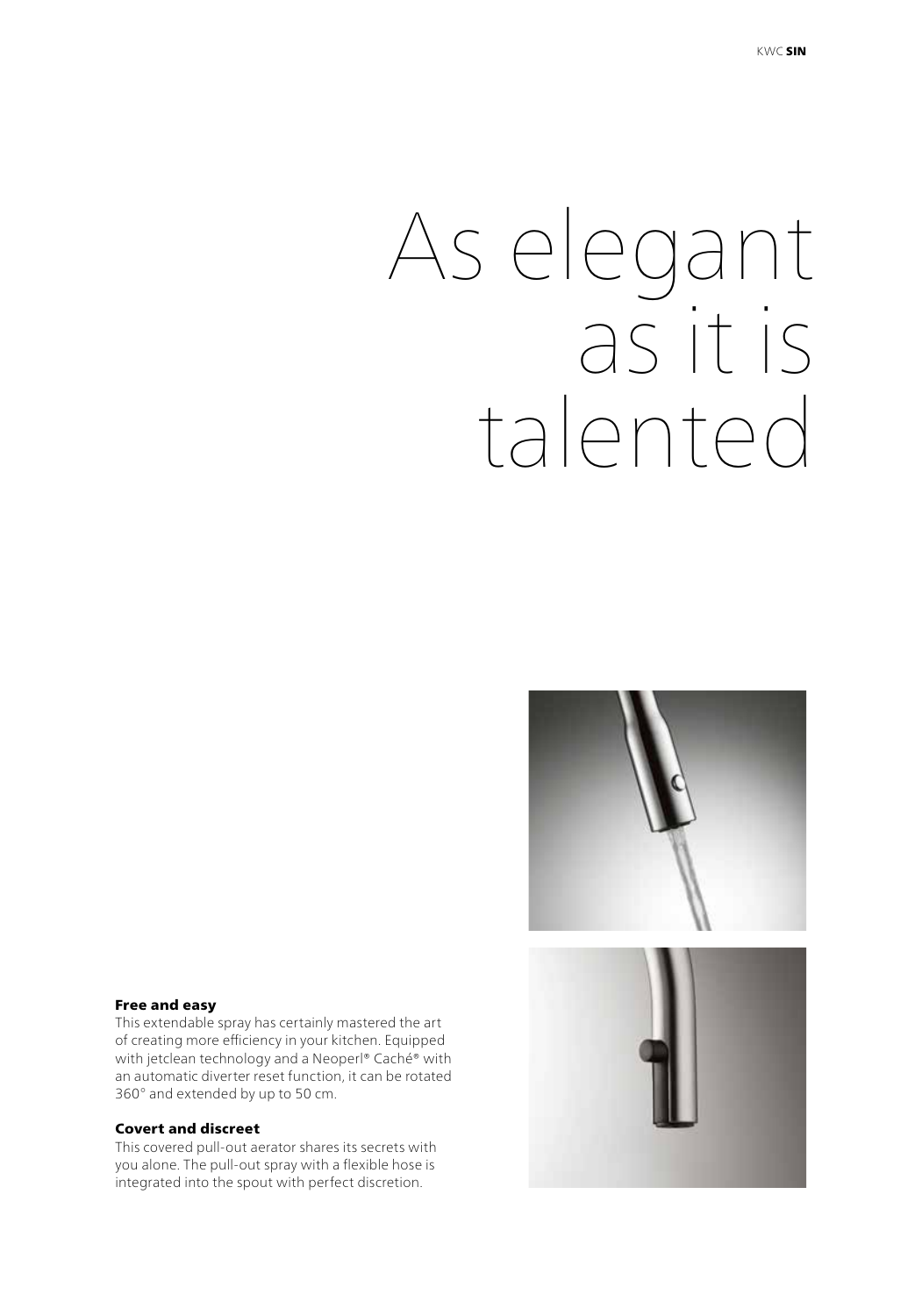# As elegant as it is talented

### Free and easy

This extendable spray has certainly mastered the art of creating more efficiency in your kitchen. Equipped with jetclean technology and a Neoperl® Caché® with an automatic diverter reset function, it can be rotated 360° and extended by up to 50 cm.

### Covert and discreet

This covered pull-out aerator shares its secrets with you alone. The pull-out spray with a flexible hose is integrated into the spout with perfect discretion.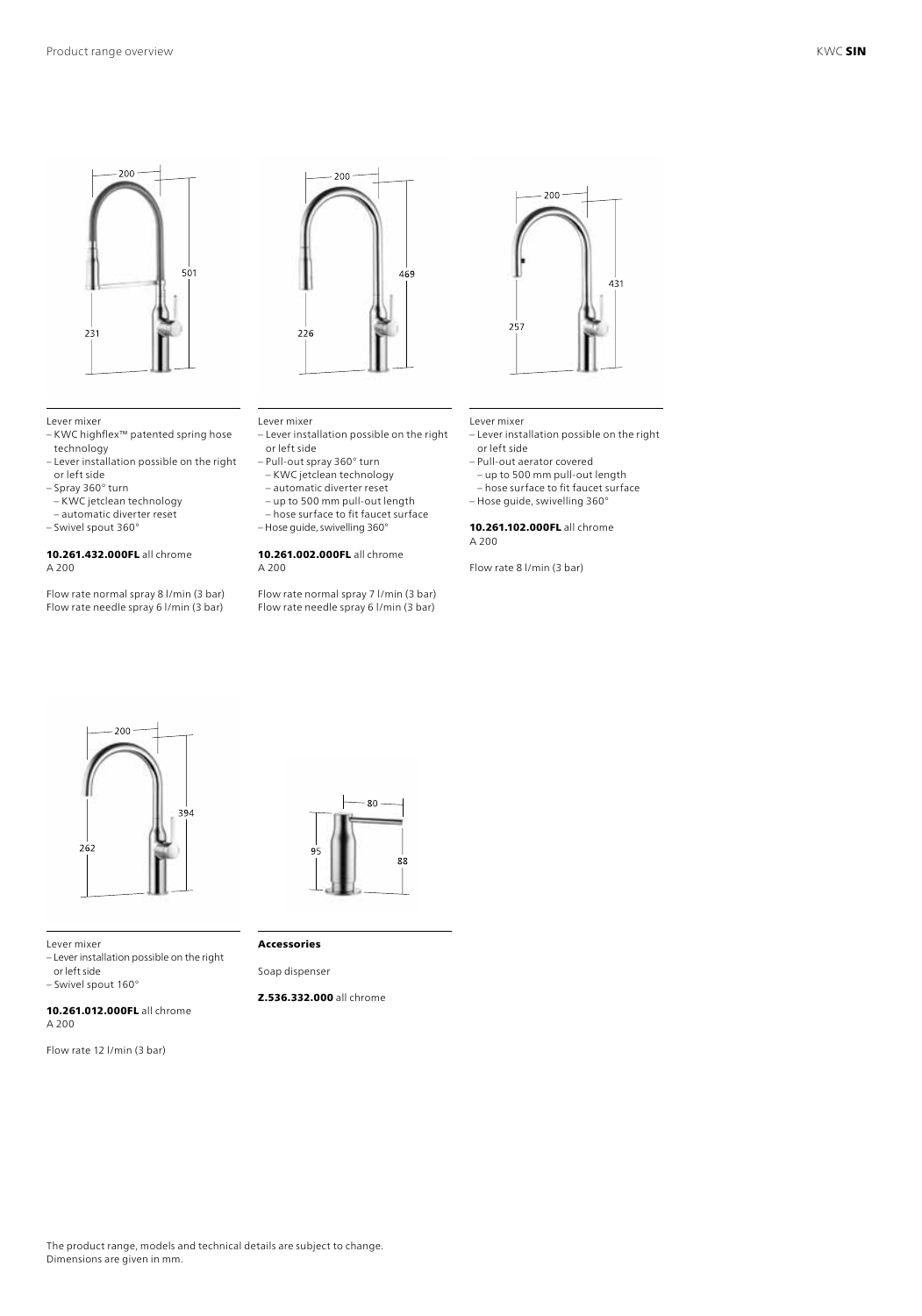Lever mixer

- KWC highflex™ patented spring hose technology
- Lever installation possible on the right or left side
- Spray 360° turn
  - KWC jetclean technology
  - automatic diverter reset
- Swivel spout 360°

**10.261.432.000FL** all chrome
A 200

Flow rate normal spray 8 l/min (3 bar)
Flow rate needle spray 6 l/min (3 bar)

200
501
231

Lever mixer

- Lever installation possible on the right or left side
- Pull-out spray 360° turn
  - KWC jetclean technology
  - automatic diverter reset
  - up to 500 mm pull-out length
  - hose surface to fit faucet surface
- Hose guide, swivelling 360°

**10.261.002.000FL** all chrome
A 200

Flow rate normal spray 7 l/min (3 bar)
Flow rate needle spray 6 l/min (3 bar)

200
469
226

Lever mixer

- Lever installation possible on the right or left side
- Pull-out aerator covered
  - up to 500 mm pull-out length
  - hose surface to fit faucet surface
- Hose guide, swivelling 360°

**10.261.102.000FL** all chrome
A 200

Flow rate 8 l/min (3 bar)

200
431
257

Lever mixer

- Lever installation possible on the right or left side
- Swivel spout 160°

**10.261.012.000FL** all chrome
A 200

Flow rate 12 l/min (3 bar)

200
394
262

**Accessories**

Soap dispenser

**Z.536.332.000** all chrome

80
95
88

The product range, models and technical details are subject to change.
Dimensions are given in mm.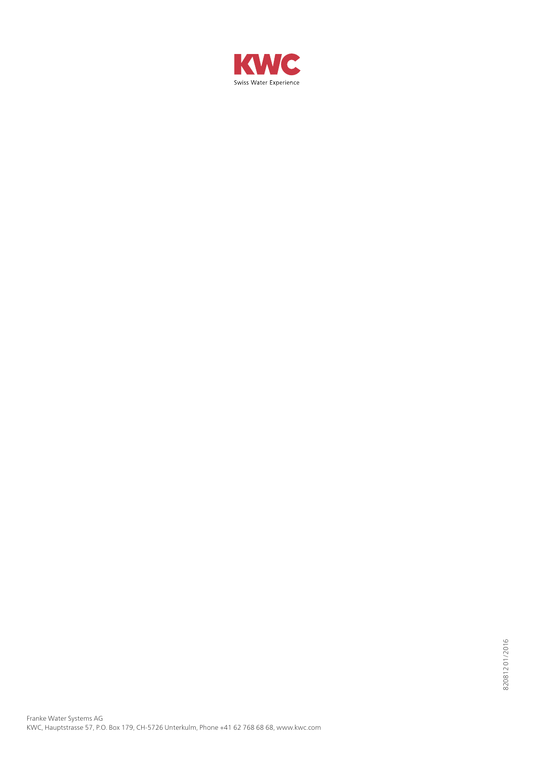KWC

Swiss Water Experience

820812 01/2016

Franke Water Systems AG
KWC, Hauptstrasse 57, P.O. Box 179, CH-5726 Unterkulm, Phone +41 62 768 68 68, www.kwc.com